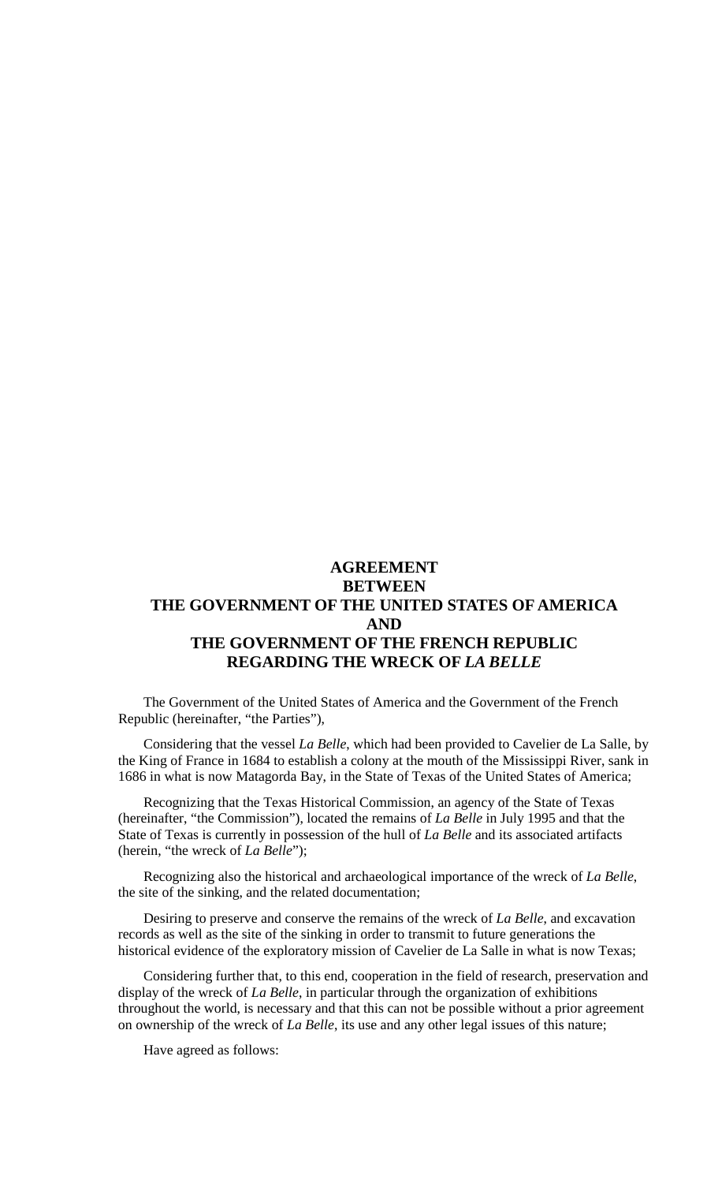# AGREEMENT BETWEEN THE GOVERNMENT OF THE UNITED STATES OF AMERICA AND THE GOVERNMENT OF THE FRENCH REPUBLIC REGARDING THE WRECK OF *LA BELLE*

The Government of the United States of America and the Government of the French Republic (hereinafter, "the Parties"),

Considering that the vessel *La Belle*, which had been provided to Cavelier de La Salle, by the King of France in 1684 to establish a colony at the mouth of the Mississippi River, sank in 1686 in what is now Matagorda Bay, in the State of Texas of the United States of America;

Recognizing that the Texas Historical Commission, an agency of the State of Texas (hereinafter, "the Commission"), located the remains of *La Belle* in July 1995 and that the State of Texas is currently in possession of the hull of *La Belle* and its associated artifacts (herein, "the wreck of *La Belle*");

Recognizing also the historical and archaeological importance of the wreck of *La Belle*, the site of the sinking, and the related documentation;

Desiring to preserve and conserve the remains of the wreck of *La Belle*, and excavation records as well as the site of the sinking in order to transmit to future generations the historical evidence of the exploratory mission of Cavelier de La Salle in what is now Texas;

Considering further that, to this end, cooperation in the field of research, preservation and display of the wreck of *La Belle*, in particular through the organization of exhibitions throughout the world, is necessary and that this can not be possible without a prior agreement on ownership of the wreck of *La Belle*, its use and any other legal issues of this nature;

Have agreed as follows: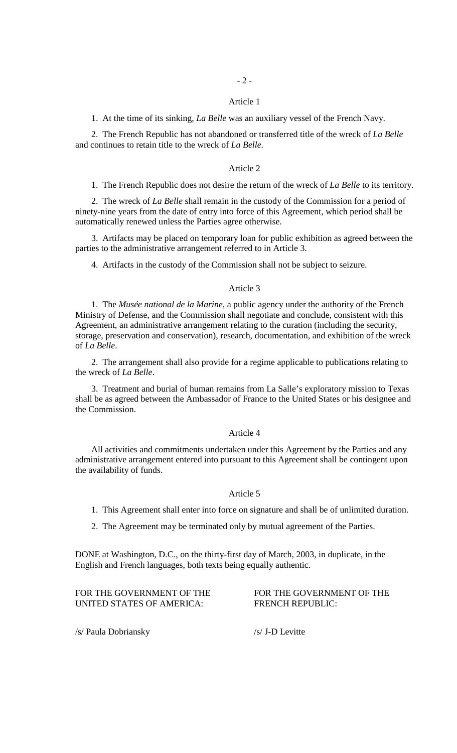## Article 1

1. At the time of its sinking, *La Belle* was an auxiliary vessel of the French Navy.

2. The French Republic has not abandoned or transferred title of the wreck of *La Belle* and continues to retain title to the wreck of *La Belle*.

## Article 2

1. The French Republic does not desire the return of the wreck of *La Belle* to its territory.

2. The wreck of *La Belle* shall remain in the custody of the Commission for a period of ninety-nine years from the date of entry into force of this Agreement, which period shall be automatically renewed unless the Parties agree otherwise.

3. Artifacts may be placed on temporary loan for public exhibition as agreed between the parties to the administrative arrangement referred to in Article 3.

4. Artifacts in the custody of the Commission shall not be subject to seizure.

## Article 3

1. The *Musée national de la Marine*, a public agency under the authority of the French Ministry of Defense, and the Commission shall negotiate and conclude, consistent with this Agreement, an administrative arrangement relating to the curation (including the security, storage, preservation and conservation), research, documentation, and exhibition of the wreck of *La Belle*.

2. The arrangement shall also provide for a regime applicable to publications relating to the wreck of *La Belle*.

3. Treatment and burial of human remains from La Salle's exploratory mission to Texas shall be as agreed between the Ambassador of France to the United States or his designee and the Commission.

## Article 4

All activities and commitments undertaken under this Agreement by the Parties and any administrative arrangement entered into pursuant to this Agreement shall be contingent upon the availability of funds.

## Article 5

1. This Agreement shall enter into force on signature and shall be of unlimited duration.

2. The Agreement may be terminated only by mutual agreement of the Parties.

DONE at Washington, D.C., on the thirty-first day of March, 2003, in duplicate, in the English and French languages, both texts being equally authentic.

FOR THE GOVERNMENT OF THE UNITED STATES OF AMERICA:

/s/ Paula Dobriansky

FOR THE GOVERNMENT OF THE FRENCH REPUBLIC:

/s/ J-D Levitte